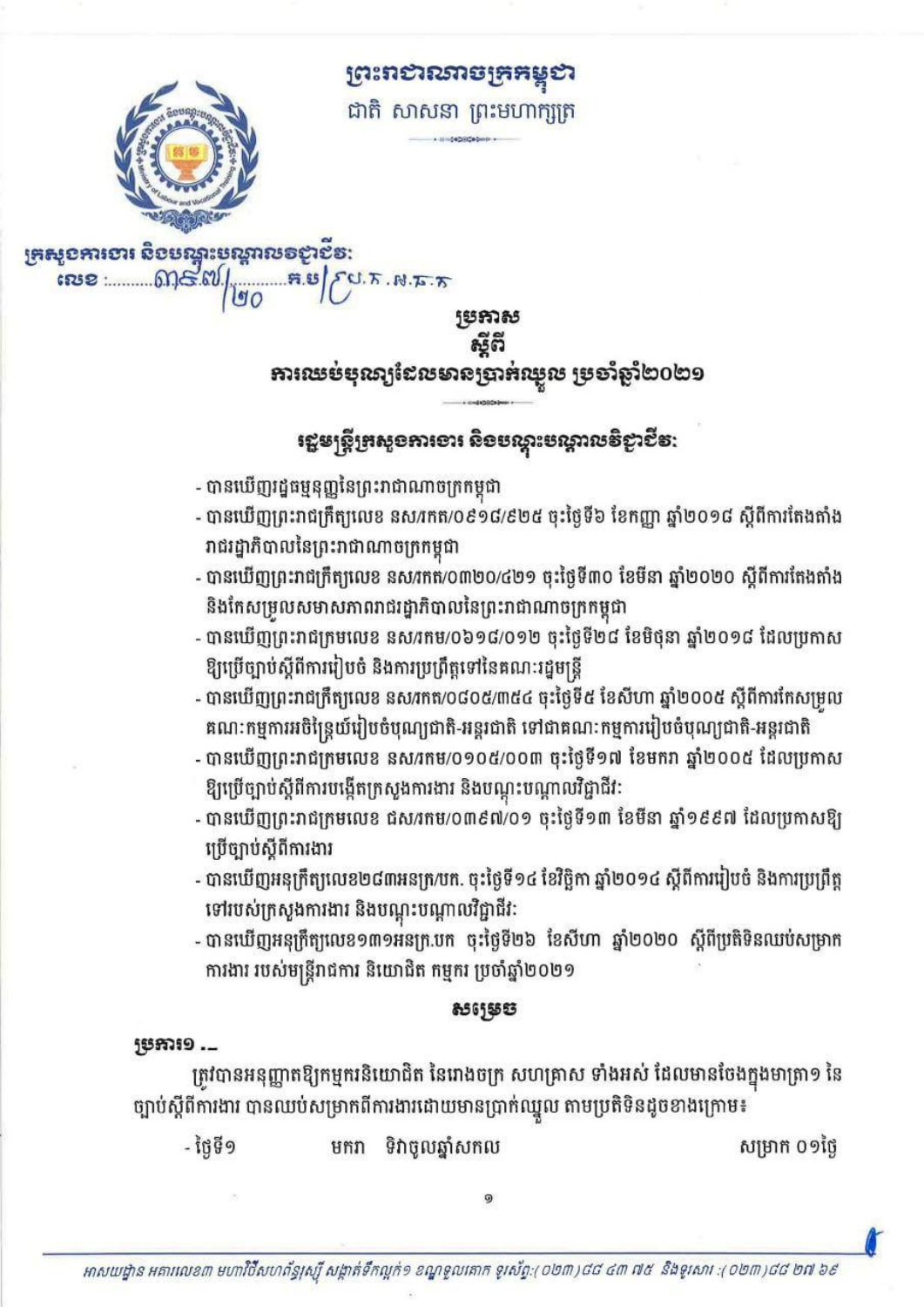ព្រះរាជាណាចក្រកម្ពុជា

ជាតិ សាសនា ព្រះមហាក្សត្រ

ក្រសួងការងារ និងបណ្តុះបណ្តាលវិជ្ជាជីវៈ

លេខ : ៣៩៧/២០ ក.ប/ប្រ.ក.ស.ក.ក

# ប្រកាស
## ស្តីពី
## ការឈប់បុណ្យដែលមានប្រាក់ឈ្នួល ប្រចាំឆ្នាំ២០២១

### រដ្ឋមន្ត្រីក្រសួងការងារ និងបណ្តុះបណ្តាលវិជ្ជាជីវៈ

- បានឃើញរដ្ឋធម្មនុញ្ញនៃព្រះរាជាណាចក្រកម្ពុជា
- បានឃើញព្រះរាជក្រឹត្យលេខ នស/រកត/០៩១៨/៩២៥ ចុះថ្ងៃទី៦ ខែកញ្ញា ឆ្នាំ២០១៨ ស្តីពីការតែងតាំងរាជរដ្ឋាភិបាលនៃព្រះរាជាណាចក្រកម្ពុជា
- បានឃើញព្រះរាជក្រឹត្យលេខ នស/រកត/០៣២០/៤២១ ចុះថ្ងៃទី៣០ ខែមីនា ឆ្នាំ២០២០ ស្តីពីការតែងតាំង និងកែសម្រួលសមាសភាពរាជរដ្ឋាភិបាលនៃព្រះរាជាណាចក្រកម្ពុជា
- បានឃើញព្រះរាជក្រមលេខ នស/រកម/០៦១៨/០១២ ចុះថ្ងៃទី២៨ ខែមិថុនា ឆ្នាំ២០១៨ ដែលប្រកាសឱ្យប្រើច្បាប់ស្តីពីការរៀបចំ និងការប្រព្រឹត្តទៅនៃគណៈរដ្ឋមន្ត្រី
- បានឃើញព្រះរាជក្រឹត្យលេខ នស/រកត/០៨០៥/៣៨៤ ចុះថ្ងៃទី៥ ខែសីហា ឆ្នាំ២០០៥ ស្តីពីការកែសម្រួលគណៈកម្មការអចិន្ត្រៃយ៍រៀបចំបុណ្យជាតិ-អន្តរជាតិ ទៅជាគណៈកម្មការរៀបចំបុណ្យជាតិ-អន្តរជាតិ
- បានឃើញព្រះរាជក្រមលេខ នស/រកម/០១០៥/០០៣ ចុះថ្ងៃទី១៧ ខែមករា ឆ្នាំ២០០៥ ដែលប្រកាសឱ្យប្រើច្បាប់ស្តីពីការបង្កើតក្រសួងការងារ និងបណ្តុះបណ្តាលវិជ្ជាជីវៈ
- បានឃើញព្រះរាជក្រមលេខ ជស/រកម/០៣៩៧/០១ ចុះថ្ងៃទី១៣ ខែមីនា ឆ្នាំ១៩៩៧ ដែលប្រកាសឱ្យប្រើច្បាប់ស្តីពីការងារ
- បានឃើញអនុក្រឹត្យលេខ២៨៣អនក្រ/បក. ចុះថ្ងៃទី១៤ ខែវិច្ឆិកា ឆ្នាំ២០១៤ ស្តីពីការរៀបចំ និងការប្រព្រឹត្តទៅរបស់ក្រសួងការងារ និងបណ្តុះបណ្តាលវិជ្ជាជីវៈ
- បានឃើញអនុក្រឹត្យលេខ១៣១អនក្រ.បក ចុះថ្ងៃទី២៦ ខែសីហា ឆ្នាំ២០២០ ស្តីពីប្រតិទិនឈប់សម្រាកការងារ របស់មន្ត្រីរាជការ និយោជិត កម្មករ ប្រចាំឆ្នាំ២០២១

### សម្រេច

**ប្រការ១ .-**

ត្រូវបានអនុញ្ញាតឱ្យកម្មករនិយោជិត នៃរោងចក្រ សហគ្រាស ទាំងអស់ ដែលមានចែងក្នុងមាត្រា១ នៃច្បាប់ស្តីពីការងារ បានឈប់សម្រាកពីការងារដោយមានប្រាក់ឈ្នួល តាមប្រតិទិនដូចខាងក្រោម៖

- ថ្ងៃទី១ មករា ទិវាចូលឆ្នាំសកល សម្រាក ០១ថ្ងៃ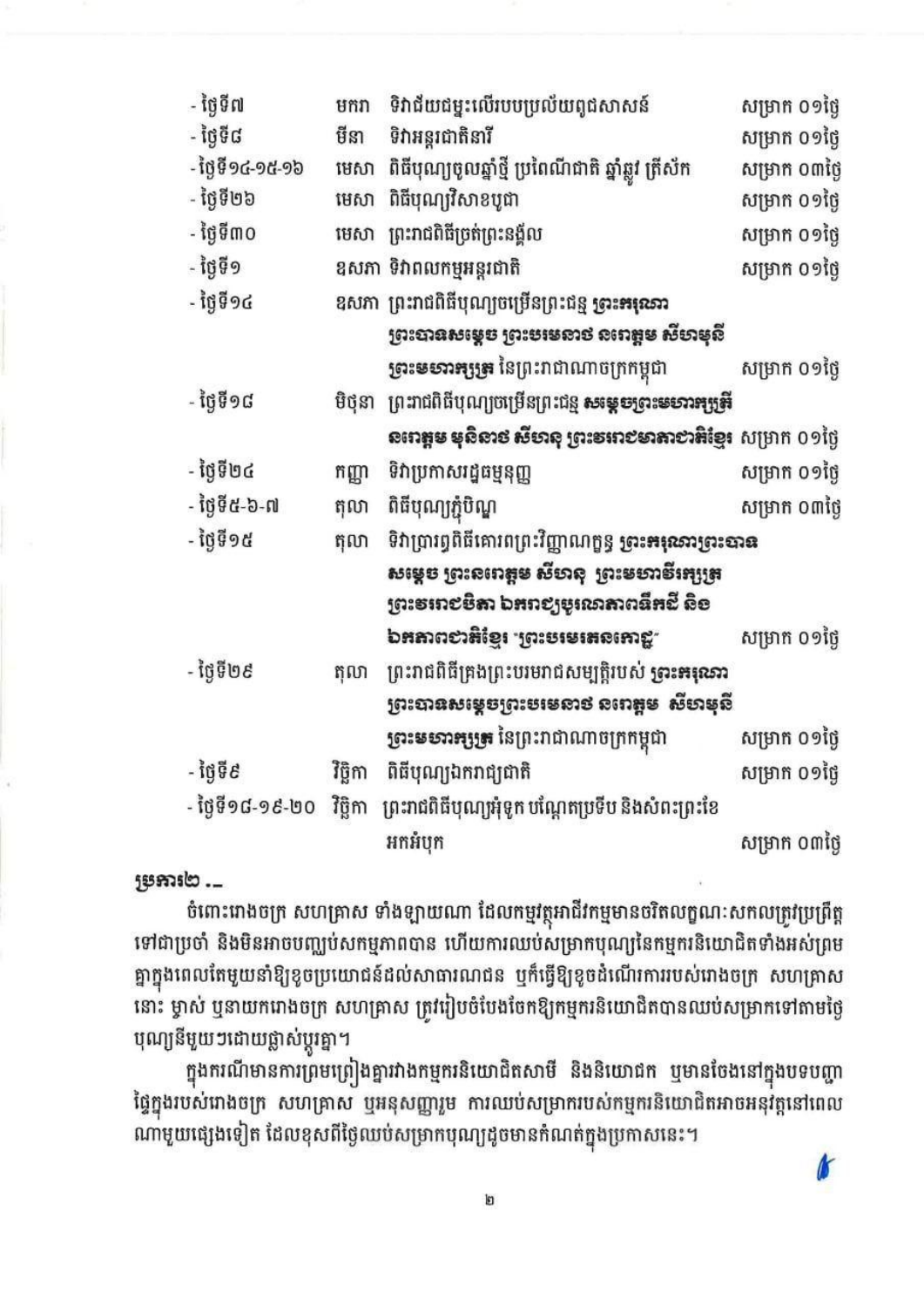| | | | |
|---|---|---|---|
| - ថ្ងៃទី៧ | មករា | ទិវាជ័យជម្នះលើរបបប្រល័យពូជសាសន៍ | សម្រាក ០១ថ្ងៃ |
| - ថ្ងៃទី៨ | មីនា | ទិវាអន្តរជាតិនារី | សម្រាក ០១ថ្ងៃ |
| - ថ្ងៃទី១៤-១៥-១៦ | មេសា | ពិធីបុណ្យចូលឆ្នាំថ្មី ប្រពៃណីជាតិ ឆ្នាំឆ្លូវ ត្រីស័ក | សម្រាក ០៣ថ្ងៃ |
| - ថ្ងៃទី២៦ | មេសា | ពិធីបុណ្យវិសាខបូជា | សម្រាក ០១ថ្ងៃ |
| - ថ្ងៃទី៣០ | មេសា | ព្រះរាជពិធីច្រត់ព្រះនង្គ័ល | សម្រាក ០១ថ្ងៃ |
| - ថ្ងៃទី១ | ឧសភា | ទិវាពលកម្មអន្តរជាតិ | សម្រាក ០១ថ្ងៃ |
| - ថ្ងៃទី១៤ | ឧសភា | ព្រះរាជពិធីបុណ្យចម្រើនព្រះជន្ម **ព្រះករុណា ព្រះបាទសម្តេច ព្រះបរមនាថ នរោត្តម សីហមុនី ព្រះមហាក្សត្រ** នៃព្រះរាជាណាចក្រកម្ពុជា | សម្រាក ០១ថ្ងៃ |
| - ថ្ងៃទី១៨ | មិថុនា | ព្រះរាជពិធីបុណ្យចម្រើនព្រះជន្ម **សម្តេចព្រះមហាក្សត្រី នរោត្តម មុនិនាថ សីហនុ ព្រះវររាជមាតាជាតិខ្មែរ** | សម្រាក ០១ថ្ងៃ |
| - ថ្ងៃទី២៤ | កញ្ញា | ទិវាប្រកាសរដ្ឋធម្មនុញ្ញ | សម្រាក ០១ថ្ងៃ |
| - ថ្ងៃទី៥-៦-៧ | តុលា | ពិធីបុណ្យភ្ជុំបិណ្ឌ | សម្រាក ០៣ថ្ងៃ |
| - ថ្ងៃទី១៥ | តុលា | ទិវាប្រារព្ធពិធីគោរពព្រះវិញ្ញាណក្ខន្ធ **ព្រះករុណាព្រះបាទ សម្តេច ព្រះនរោត្តម សីហនុ ព្រះមហាវីរក្សត្រ ព្រះវររាជបិតា ឯករាជ្យបូរណភាពទឹកដី និង ឯកភាពជាតិខ្មែរ "ព្រះបរមរតនកោដ្ឋ"** | សម្រាក ០១ថ្ងៃ |
| - ថ្ងៃទី២៩ | តុលា | ព្រះរាជពិធីគ្រងព្រះបរមរាជសម្បត្តិរបស់ **ព្រះករុណា ព្រះបាទសម្តេចព្រះបរមនាថ នរោត្តម សីហមុនី ព្រះមហាក្សត្រ** នៃព្រះរាជាណាចក្រកម្ពុជា | សម្រាក ០១ថ្ងៃ |
| - ថ្ងៃទី៩ | វិច្ឆិកា | ពិធីបុណ្យឯករាជ្យជាតិ | សម្រាក ០១ថ្ងៃ |
| - ថ្ងៃទី១៨-១៩-២០ | វិច្ឆិកា | ព្រះរាជពិធីបុណ្យអុំទូក បណ្តែតប្រទីប និងសំពះព្រះខែ អកអំបុក | សម្រាក ០៣ថ្ងៃ |

**ប្រការ២ .-**

ចំពោះរោងចក្រ សហគ្រាស ទាំងឡាយណា ដែលកម្មវត្ថុអាជីវកម្មមានចរិតលក្ខណៈសកលត្រូវប្រព្រឹត្តទៅជាប្រចាំ និងមិនអាចបញ្ឈប់សកម្មភាពបាន ហើយការឈប់សម្រាកបុណ្យនៃកម្មករនិយោជិតទាំងអស់ព្រមគ្នាក្នុងពេលតែមួយនាំឱ្យខូចប្រយោជន៍ដល់សាធារណជន ឬក៏ធ្វើឱ្យខូចដំណើរការរបស់រោងចក្រ សហគ្រាសនោះ ម្ចាស់ ឬនាយករោងចក្រ សហគ្រាស ត្រូវរៀបចំបែងចែកឱ្យកម្មករនិយោជិតបានឈប់សម្រាកទៅតាមថ្ងៃបុណ្យនីមួយៗដោយផ្លាស់ប្តូរគ្នា។

ក្នុងករណីមានការព្រមព្រៀងគ្នារវាងកម្មករនិយោជិតសាមី និងនិយោជក ឬមានចែងនៅក្នុងបទបញ្ជាផ្ទៃក្នុងរបស់រោងចក្រ សហគ្រាស ឬអនុសញ្ញារួម ការឈប់សម្រាករបស់កម្មករនិយោជិតអាចអនុវត្តនៅពេលណាមួយផ្សេងទៀត ដែលខុសពីថ្ងៃឈប់សម្រាកបុណ្យដូចមានកំណត់ក្នុងប្រកាសនេះ។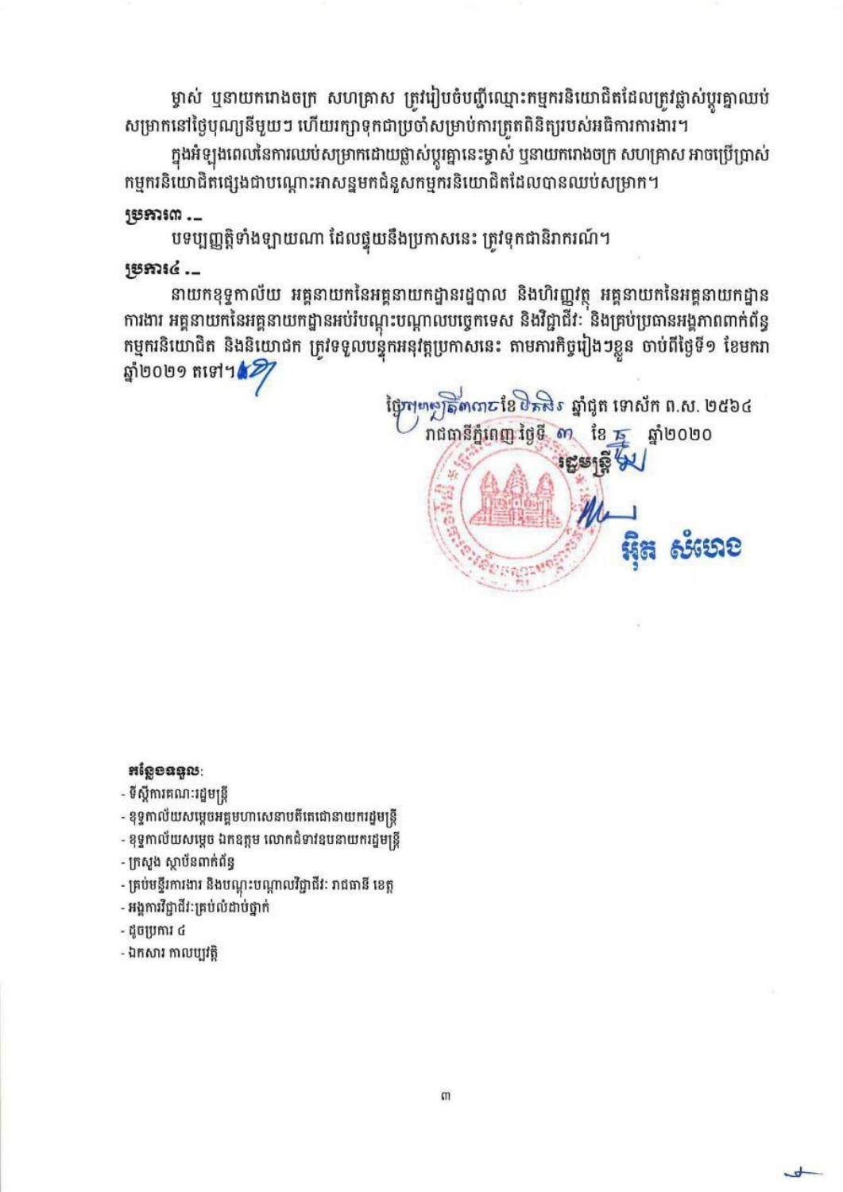ម្ចាស់ ឬនាយករោងចក្រ សហគ្រាស ត្រូវរៀបចំបញ្ជីឈ្មោះកម្មករនិយោជិតដែលត្រូវផ្លាស់ប្តូរគ្នាឈប់សម្រាកនៅថ្ងៃបុណ្យនីមួយៗ ហើយរក្សាទុកជាប្រចាំសម្រាប់ការត្រួតពិនិត្យរបស់អធិការការងារ។

ក្នុងអំឡុងពេលនៃការឈប់សម្រាកដោយផ្លាស់ប្តូរគ្នានេះម្ចាស់ ឬនាយករោងចក្រ សហគ្រាស អាចប្រើប្រាស់កម្មករនិយោជិតផ្សេងជាបណ្តោះអាសន្នមកជំនួសកម្មករនិយោជិតដែលបានឈប់សម្រាក។

**ប្រការ៣ .-**

បទប្បញ្ញត្តិទាំងឡាយណា ដែលផ្ទុយនឹងប្រកាសនេះ ត្រូវទុកជានិរាករណ៍។

**ប្រការ៤ .-**

នាយកខុទ្ទកាល័យ អគ្គនាយកនៃអគ្គនាយកដ្ឋានរដ្ឋបាល និងហិរញ្ញវត្ថុ អគ្គនាយកនៃអគ្គនាយកដ្ឋានការងារ អគ្គនាយកនៃអគ្គនាយកដ្ឋានអប់រំបណ្តុះបណ្តាលបច្ចេកទេស និងវិជ្ជាជីវៈ និងគ្រប់ប្រធានអង្គភាពពាក់ព័ន្ធកម្មករនិយោជិត និងនិយោជក ត្រូវទទួលបន្ទុកអនុវត្តប្រកាសនេះ តាមភារកិច្ចរៀងៗខ្លួន ចាប់ពីថ្ងៃទី១ ខែមករា ឆ្នាំ២០២១ តទៅ។

ថ្ងៃព្រហស្បតិ៍ ៣កើត ខែមិគសិរ ឆ្នាំជូត ទោស័ក ព.ស. ២៥៦៤

រាជធានីភ្នំពេញ ថ្ងៃទី ៣ ខែ ១២ ឆ្នាំ២០២០

**រដ្ឋមន្ត្រី**

**អ៊ិត សំហេង**

**កន្លែងទទួល:**

- ទីស្តីការគណៈរដ្ឋមន្ត្រី
- ខុទ្ទកាល័យសម្តេចអគ្គមហាសេនាបតីតេជោនាយករដ្ឋមន្ត្រី
- ខុទ្ទកាល័យសម្តេច ឯកឧត្តម លោកជំទាវឧបនាយករដ្ឋមន្ត្រី
- ក្រសួង ស្ថាប័នពាក់ព័ន្ធ
- គ្រប់មន្ទីរការងារ និងបណ្តុះបណ្តាលវិជ្ជាជីវៈ រាជធានី ខេត្ត
- អង្គការវិជ្ជាជីវៈគ្រប់លំដាប់ថ្នាក់
- ដូចប្រការ ៤
- ឯកសារ កាលប្បវត្តិ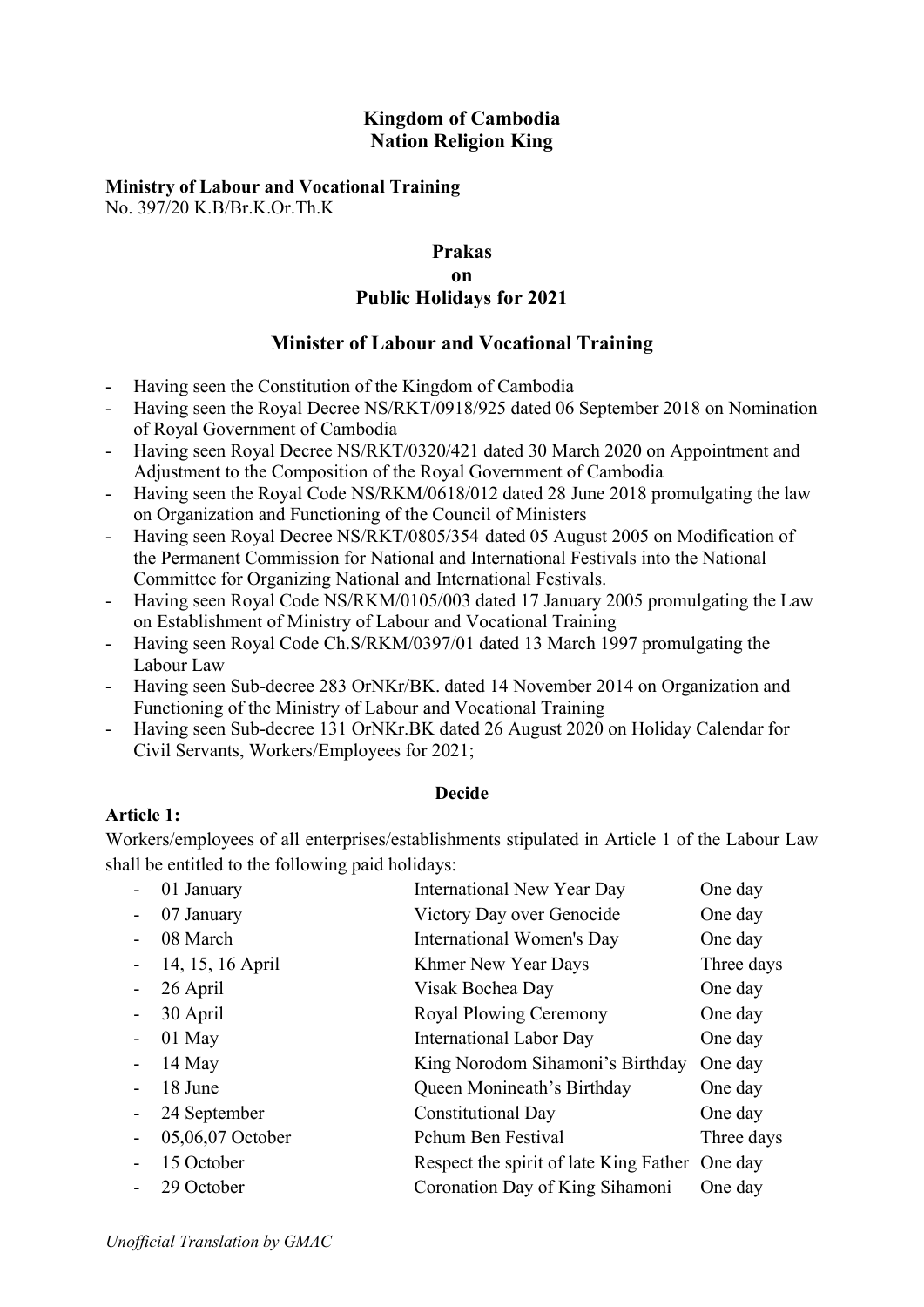**Kingdom of Cambodia**
**Nation Religion King**

**Ministry of Labour and Vocational Training**
No. 397/20 K.B/Br.K.Or.Th.K

# Prakas on Public Holidays for 2021

## Minister of Labour and Vocational Training

- Having seen the Constitution of the Kingdom of Cambodia
- Having seen the Royal Decree NS/RKT/0918/925 dated 06 September 2018 on Nomination of Royal Government of Cambodia
- Having seen Royal Decree NS/RKT/0320/421 dated 30 March 2020 on Appointment and Adjustment to the Composition of the Royal Government of Cambodia
- Having seen the Royal Code NS/RKM/0618/012 dated 28 June 2018 promulgating the law on Organization and Functioning of the Council of Ministers
- Having seen Royal Decree NS/RKT/0805/354 dated 05 August 2005 on Modification of the Permanent Commission for National and International Festivals into the National Committee for Organizing National and International Festivals.
- Having seen Royal Code NS/RKM/0105/003 dated 17 January 2005 promulgating the Law on Establishment of Ministry of Labour and Vocational Training
- Having seen Royal Code Ch.S/RKM/0397/01 dated 13 March 1997 promulgating the Labour Law
- Having seen Sub-decree 283 OrNKr/BK. dated 14 November 2014 on Organization and Functioning of the Ministry of Labour and Vocational Training
- Having seen Sub-decree 131 OrNKr.BK dated 26 August 2020 on Holiday Calendar for Civil Servants, Workers/Employees for 2021;

**Decide**

**Article 1:**

Workers/employees of all enterprises/establishments stipulated in Article 1 of the Labour Law shall be entitled to the following paid holidays:

- 01 January — International New Year Day — One day
- 07 January — Victory Day over Genocide — One day
- 08 March — International Women's Day — One day
- 14, 15, 16 April — Khmer New Year Days — Three days
- 26 April — Visak Bochea Day — One day
- 30 April — Royal Plowing Ceremony — One day
- 01 May — International Labor Day — One day
- 14 May — King Norodom Sihamoni's Birthday — One day
- 18 June — Queen Monineath's Birthday — One day
- 24 September — Constitutional Day — One day
- 05,06,07 October — Pchum Ben Festival — Three days
- 15 October — Respect the spirit of late King Father — One day
- 29 October — Coronation Day of King Sihamoni — One day

*Unofficial Translation by GMAC*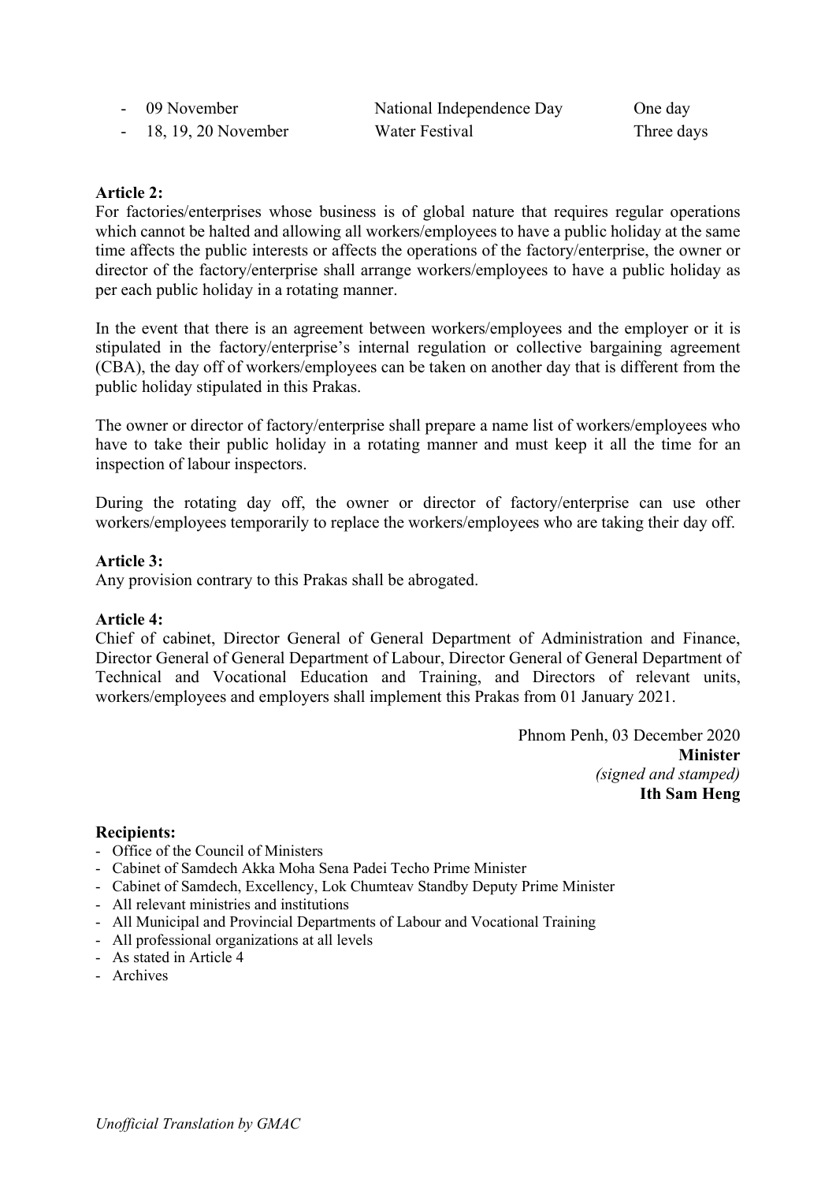| | | |
|---|---|---|
| - 09 November | National Independence Day | One day |
| - 18, 19, 20 November | Water Festival | Three days |

**Article 2:**

For factories/enterprises whose business is of global nature that requires regular operations which cannot be halted and allowing all workers/employees to have a public holiday at the same time affects the public interests or affects the operations of the factory/enterprise, the owner or director of the factory/enterprise shall arrange workers/employees to have a public holiday as per each public holiday in a rotating manner.

In the event that there is an agreement between workers/employees and the employer or it is stipulated in the factory/enterprise's internal regulation or collective bargaining agreement (CBA), the day off of workers/employees can be taken on another day that is different from the public holiday stipulated in this Prakas.

The owner or director of factory/enterprise shall prepare a name list of workers/employees who have to take their public holiday in a rotating manner and must keep it all the time for an inspection of labour inspectors.

During the rotating day off, the owner or director of factory/enterprise can use other workers/employees temporarily to replace the workers/employees who are taking their day off.

**Article 3:**

Any provision contrary to this Prakas shall be abrogated.

**Article 4:**

Chief of cabinet, Director General of General Department of Administration and Finance, Director General of General Department of Labour, Director General of General Department of Technical and Vocational Education and Training, and Directors of relevant units, workers/employees and employers shall implement this Prakas from 01 January 2021.

Phnom Penh, 03 December 2020

**Minister**

*(signed and stamped)*

**Ith Sam Heng**

**Recipients:**

- Office of the Council of Ministers
- Cabinet of Samdech Akka Moha Sena Padei Techo Prime Minister
- Cabinet of Samdech, Excellency, Lok Chumteav Standby Deputy Prime Minister
- All relevant ministries and institutions
- All Municipal and Provincial Departments of Labour and Vocational Training
- All professional organizations at all levels
- As stated in Article 4
- Archives

*Unofficial Translation by GMAC*